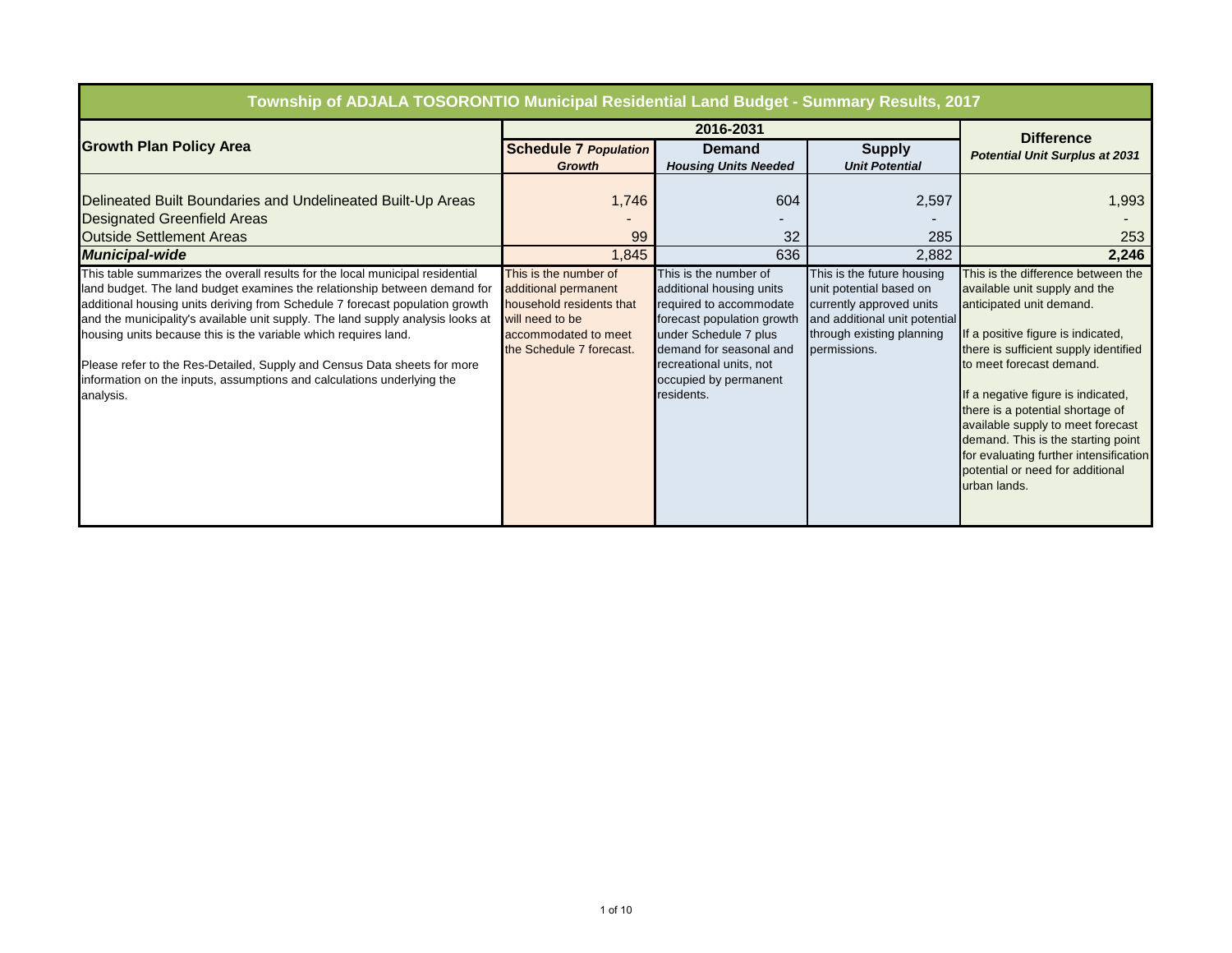# Township of ADJALA TOSORONTIO Municipal Residential Land Budget - Summary Results, 2017

| Growth Plan Policy Area | 2016-2031 | | | Difference |
|---|---|---|---|---|
| | **Schedule 7** ***Population Growth*** | **Demand** ***Housing Units Needed*** | **Supply** ***Unit Potential*** | ***Potential Unit Surplus at 2031*** |
| Delineated Built Boundaries and Undelineated Built-Up Areas | 1,746 | 604 | 2,597 | 1,993 |
| Designated Greenfield Areas | - | - | - | - |
| Outside Settlement Areas | 99 | 32 | 285 | 253 |
| ***Municipal-wide*** | 1,845 | 636 | 2,882 | **2,246** |
| This table summarizes the overall results for the local municipal residential land budget. The land budget examines the relationship between demand for additional housing units deriving from Schedule 7 forecast population growth and the municipality's available unit supply. The land supply analysis looks at housing units because this is the variable which requires land. Please refer to the Res-Detailed, Supply and Census Data sheets for more information on the inputs, assumptions and calculations underlying the analysis. | This is the number of additional permanent household residents that will need to be accommodated to meet the Schedule 7 forecast. | This is the number of additional housing units required to accommodate forecast population growth under Schedule 7 plus demand for seasonal and recreational units, not occupied by permanent residents. | This is the future housing unit potential based on currently approved units and additional unit potential through existing planning permissions. | This is the difference between the available unit supply and the anticipated unit demand. If a positive figure is indicated, there is sufficient supply identified to meet forecast demand. If a negative figure is indicated, there is a potential shortage of available supply to meet forecast demand. This is the starting point for evaluating further intensification potential or need for additional urban lands. |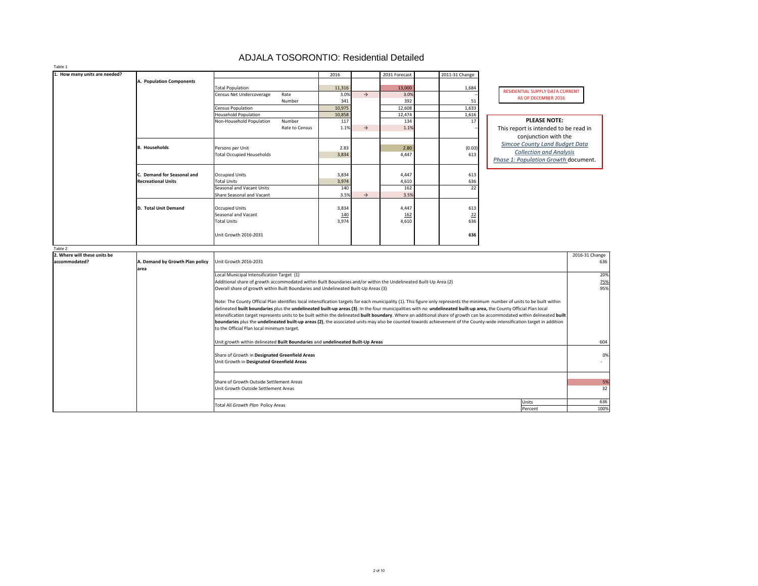# ADJALA TOSORONTIO: Residential Detailed

Table 1

| 1. How many units are needed? | | | | 2016 | | 2031 Forecast | | 2011-31 Change |
|---|---|---|---|---|---|---|---|---|
| | A. Population Components | | | | | | | |
| | | Total Population | | 11,316 | | 13,000 | | 1,684 |
| | | Census Net Undercoverage | Rate | 3.0% | → | 3.0% | | -- |
| | | | Number | 341 | | 392 | | 51 |
| | | Census Population | | 10,975 | | 12,608 | | 1,633 |
| | | Household Population | | 10,858 | | 12,474 | | 1,616 |
| | | Non-Household Population | Number | 117 | | 134 | | 17 |
| | | | Rate to Census | 1.1% | → | 1.1% | | -- |
| | B. Households | Persons per Unit | | 2.83 | | 2.80 | | (0.03) |
| | | Total Occupied Households | | 3,834 | | 4,447 | | 613 |
| | C. Demand for Seasonal and Recreational Units | Occupied Units | | 3,834 | | 4,447 | | 613 |
| | | Total Units | | 3,974 | | 4,610 | | 636 |
| | | Seasonal and Vacant Units | | 140 | | 162 | | 22 |
| | | Share Seasonal and Vacant | | 3.5% | → | 3.5% | | |
| | D. Total Unit Demand | Occupied Units | | 3,834 | | 4,447 | | 613 |
| | | Seasonal and Vacant | | 140 | | 162 | | 22 |
| | | Total Units | | 3,974 | | 4,610 | | 636 |
| | | Unit Growth 2016-2031 | | | | | | **636** |

RESIDENTIAL SUPPLY DATA CURRENT AS OF DECEMBER 2016

**PLEASE NOTE:**
This report is intended to be read in conjunction with the *Simcoe County Land Budget Data Collection and Analysis Phase 1: Population Growth* document.

Table 2

| 2. Where will these units be accommodated? | | | | 2016-31 Change |
|---|---|---|---|---|
| | A. Demand by Growth Plan policy area | Unit Growth 2016-2031 | | 636 |
| | | Local Municipal Intensification Target (1) | | 20% |
| | | Additional share of growth accommodated within Built Boundaries and/or within the Undelineated Built-Up Area (2) | | 75% |
| | | Overall share of growth within Built Boundaries and Undelineated Built-Up Areas (3) | | 95% |
| | | Note: The County Official Plan identifies local intensification targets for each municipality (1). This figure only represents the *minimum* number of units to be built within delineated **built boundaries** plus the **undelineated built-up areas (3)**. In the four municipalities with *no* **undelineated built-up area,** the County Official Plan local intensification target represents units to be built within the delineated **built boundary**. Where an additional share of growth can be accommodated within delineated **built boundaries** plus the **undelineated built-up areas (2)**, the associated units may also be counted towards achievement of the County-wide intensification target in addition to the Official Plan local minimum target. | | |
| | | Unit growth within delineated **Built Boundaries** and **undelineated Built-Up Areas** | | 604 |
| | | Share of Growth in **Designated Greenfield Areas** | | 0% |
| | | Unit Growth in **Designated Greenfield Areas** | | - |
| | | Share of Growth Outside Settlement Areas | | 5% |
| | | Unit Growth Outside Settlement Areas | | 32 |
| | | Total All *Growth Plan* Policy Areas | Units | 636 |
| | | | Percent | 100% |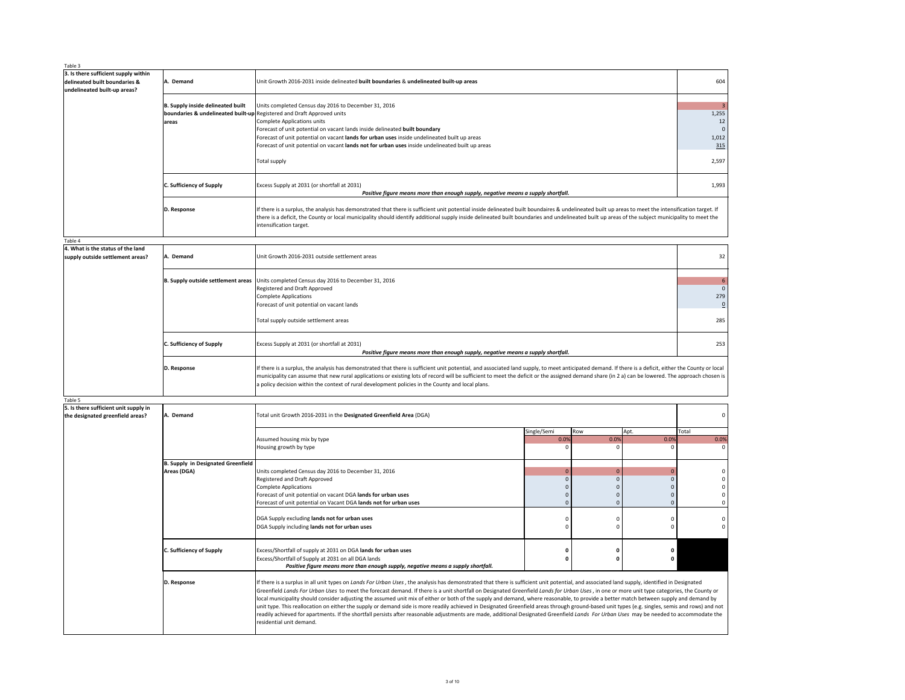Table 3

| 3. Is there sufficient supply within delineated built boundaries & undelineated built-up areas? | | | |
|---|---|---|---|
| | A. Demand | Unit Growth 2016-2031 inside delineated **built boundaries** & **undelineated built-up areas** | 604 |
| | B. Supply inside delineated built boundaries & undelineated built-up areas | Units completed Census day 2016 to December 31, 2016 | 3 |
| | | Registered and Draft Approved units | 1,255 |
| | | Complete Applications units | 12 |
| | | Forecast of unit potential on vacant lands inside delineated **built boundary** | 0 |
| | | Forecast of unit potential on vacant **lands for urban uses** inside undelineated built up areas | 1,012 |
| | | Forecast of unit potential on vacant **lands not for urban uses** inside undelineated built up areas | 315 |
| | | Total supply | 2,597 |
| | C. Sufficiency of Supply | Excess Supply at 2031 (or shortfall at 2031) ***Positive figure means more than enough supply, negative means a supply shortfall.*** | 1,993 |
| | D. Response | If there is a surplus, the analysis has demonstrated that there is sufficient unit potential inside delineated built boundaires & undelineated built up areas to meet the intensification target. If there is a deficit, the County or local municipality should identify additional supply inside delineated built boundaries and undelineated built up areas of the subject municipality to meet the intensification target. | |

Table 4

| 4. What is the status of the land supply outside settlement areas? | | | |
|---|---|---|---|
| | A. Demand | Unit Growth 2016-2031 outside settlement areas | 32 |
| | B. Supply outside settlement areas | Units completed Census day 2016 to December 31, 2016 | 6 |
| | | Registered and Draft Approved | 0 |
| | | Complete Applications | 279 |
| | | Forecast of unit potential on vacant lands | 0 |
| | | Total supply outside settlement areas | 285 |
| | C. Sufficiency of Supply | Excess Supply at 2031 (or shortfall at 2031) ***Positive figure means more than enough supply, negative means a supply shortfall.*** | 253 |
| | D. Response | If there is a surplus, the analysis has demonstrated that there is sufficient unit potential, and associated land supply, to meet anticipated demand. If there is a deficit, either the County or local municipality can assume that new rural applications or existing lots of record will be sufficient to meet the deficit or the assigned demand share (in 2 a) can be lowered. The approach chosen is a policy decision within the context of rural development policies in the County and local plans. | |

Table 5

| 5. Is there sufficient unit supply in the designated greenfield areas? | | | | | | |
|---|---|---|---|---|---|---|
| | A. Demand | Total unit Growth 2016-2031 in the **Designated Greenfield Area** (DGA) | | | | 0 |
| | | | Single/Semi | Row | Apt. | Total |
| | | Assumed housing mix by type | 0.0% | 0.0% | 0.0% | 0.0% |
| | | Housing growth by type | 0 | 0 | 0 | 0 |
| | B. Supply in Designated Greenfield Areas (DGA) | Units completed Census day 2016 to December 31, 2016 | 0 | 0 | 0 | 0 |
| | | Registered and Draft Approved | 0 | 0 | 0 | 0 |
| | | Complete Applications | 0 | 0 | 0 | 0 |
| | | Forecast of unit potential on vacant DGA **lands for urban uses** | 0 | 0 | 0 | 0 |
| | | Forecast of unit potential on Vacant DGA **lands not for urban uses** | 0 | 0 | 0 | 0 |
| | | DGA Supply excluding **lands not for urban uses** | 0 | 0 | 0 | 0 |
| | | DGA Supply including **lands not for urban uses** | 0 | 0 | 0 | 0 |
| | C. Sufficiency of Supply | Excess/Shortfall of supply at 2031 on DGA **lands for urban uses** | **0** | **0** | **0** | |
| | | Excess/Shortfall of Supply at 2031 on all DGA lands ***Positive figure means more than enough supply, negative means a supply shortfall.*** | **0** | **0** | **0** | |
| | D. Response | If there is a surplus in all unit types on *Lands For Urban Uses*, the analysis has demonstrated that there is sufficient unit potential, and associated land supply, identified in Designated Greenfield *Lands For Urban Uses* to meet the forecast demand. If there is a unit shortfall on Designated Greenfield *Lands for Urban Uses*, in one or more unit type categories, the County or local municipality should consider adjusting the assumed unit mix of either or both of the supply and demand, where reasonable, to provide a better match between supply and demand by unit type. This reallocation on either the supply or demand side is more readily achieved in Designated Greenfield areas through ground-based unit types (e.g. singles, semis and rows) and not readily achieved for apartments. If the shortfall persists after reasonable adjustments are made, additional Designated Greenfield *Lands For Urban Uses* may be needed to accommodate the residential unit demand. | | | | |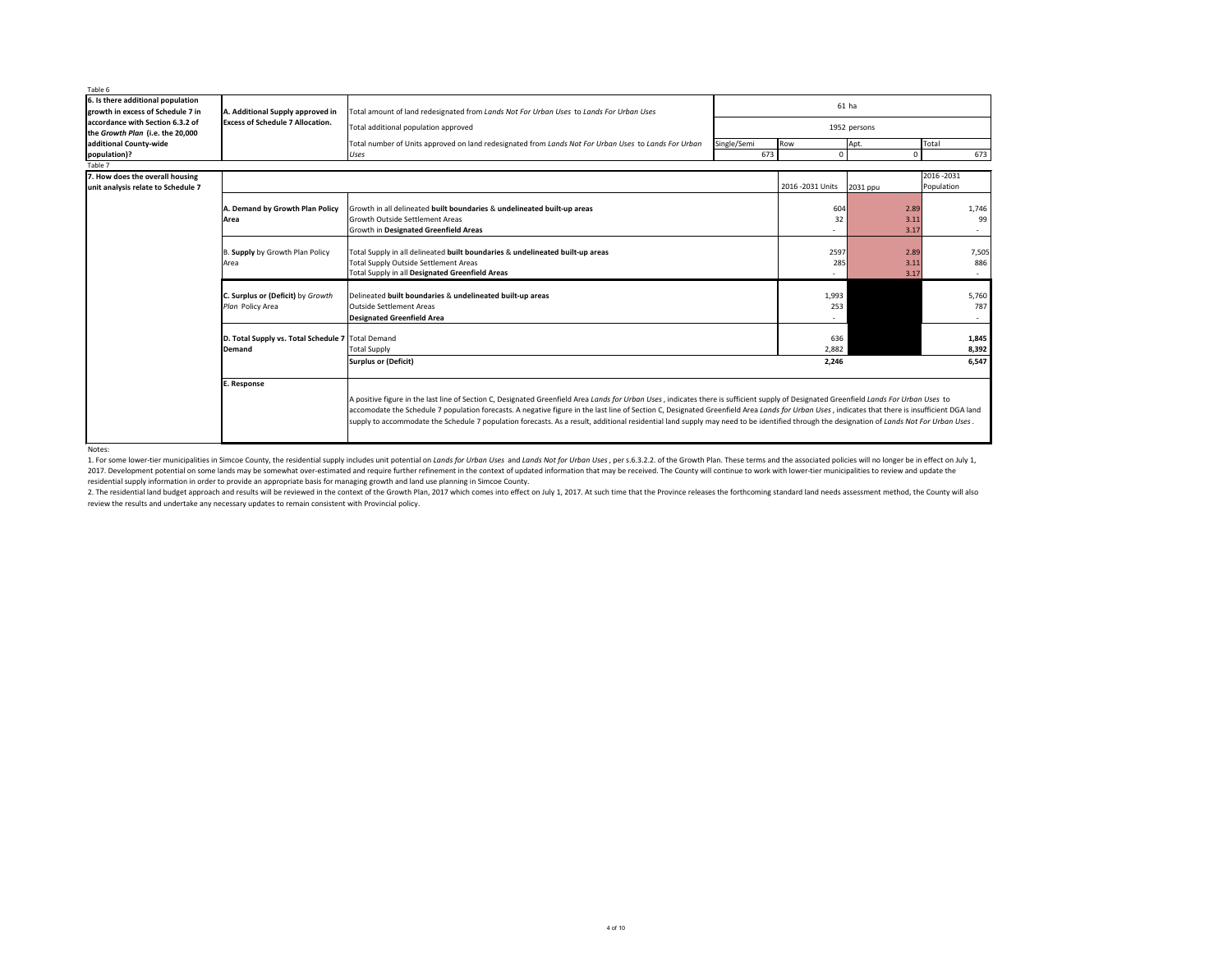Table 6

| 6. Is there additional population growth in excess of Schedule 7 in accordance with Section 6.3.2 of the *Growth Plan* (i.e. the 20,000 additional County-wide population)? | A. Additional Supply approved in Excess of Schedule 7 Allocation. | Total amount of land redesignated from *Lands Not For Urban Uses* to *Lands For Urban Uses* | 61 ha | | | |
|---|---|---|---|---|---|---|
| | | Total additional population approved | 1952 persons | | | |
| | | Total number of Units approved on land redesignated from *Lands Not For Urban Uses* to *Lands For Urban Uses* | Single/Semi | Row | Apt. | Total |
| | | | 673 | 0 | 0 | 673 |

Table 7

| 7. How does the overall housing unit analysis relate to Schedule 7 | | | 2016 -2031 Units | 2031 ppu | 2016 -2031 Population |
|---|---|---|---|---|---|
| | A. Demand by Growth Plan Policy Area | Growth in all delineated **built boundaries** & **undelineated built-up areas** | 604 | 2.89 | 1,746 |
| | | Growth Outside Settlement Areas | 32 | 3.11 | 99 |
| | | Growth in **Designated Greenfield Areas** | - | 3.17 | - |
| | B. **Supply** by Growth Plan Policy Area | Total Supply in all delineated **built boundaries** & **undelineated built-up areas** | 2597 | 2.89 | 7,505 |
| | | Total Supply Outside Settlement Areas | 285 | 3.11 | 886 |
| | | Total Supply in all **Designated Greenfield Areas** | - | 3.17 | - |
| | C. Surplus or (Deficit) by *Growth Plan* Policy Area | Delineated **built boundaries** & **undelineated built-up areas** | 1,993 | | 5,760 |
| | | Outside Settlement Areas | 253 | | 787 |
| | | **Designated Greenfield Area** | - | | - |
| | D. Total Supply vs. Total Schedule 7 Demand | Total Demand | 636 | | **1,845** |
| | | Total Supply | 2,882 | | **8,392** |
| | | **Surplus or (Deficit)** | **2,246** | | **6,547** |
| | E. Response | A positive figure in the last line of Section C, Designated Greenfield Area *Lands for Urban Uses*, indicates there is sufficient supply of Designated Greenfield *Lands For Urban Uses* to accomodate the Schedule 7 population forecasts. A negative figure in the last line of Section C, Designated Greenfield Area *Lands for Urban Uses*, indicates that there is insufficient DGA land supply to accommodate the Schedule 7 population forecasts. As a result, additional residential land supply may need to be identified through the designation of *Lands Not For Urban Uses*. | | | |

Notes:

1. For some lower-tier municipalities in Simcoe County, the residential supply includes unit potential on *Lands for Urban Uses* and *Lands Not for Urban Uses*, per s.6.3.2.2. of the Growth Plan. These terms and the associated policies will no longer be in effect on July 1, 2017. Development potential on some lands may be somewhat over-estimated and require further refinement in the context of updated information that may be received. The County will continue to work with lower-tier municipalities to review and update the residential supply information in order to provide an appropriate basis for managing growth and land use planning in Simcoe County.
2. The residential land budget approach and results will be reviewed in the context of the Growth Plan, 2017 which comes into effect on July 1, 2017. At such time that the Province releases the forthcoming standard land needs assessment method, the County will also review the results and undertake any necessary updates to remain consistent with Provincial policy.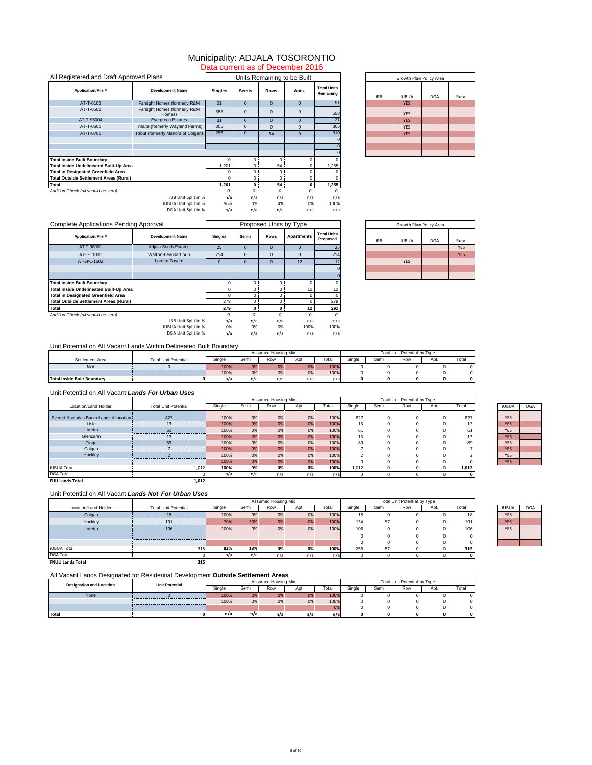# Municipality: ADJALA TOSORONTIO

Data current as of December 2016

## All Registered and Draft Approved Plans

| Application/File # | Development Name | Singles | Semis | Rows | Apts. | Total Units Remaining | iBB | iUBUA | DGA | Rural |
|---|---|---|---|---|---|---|---|---|---|---|
| | | **Units Remaining to be Built** | | | | | **Growth Plan Policy Area** | | | |
| AT-T-0103 | Farsight Homes (formerly R&M | 51 | 0 | 0 | 0 | 51 | | YES | | |
| AT-T-0502 | Farsight Homes (formerly R&M Homes) | 558 | 0 | 0 | 0 | 558 | | YES | | |
| AT-T-95004 | Evergreen Estates | 31 | 0 | 0 | 0 | 31 | | YES | | |
| AT-T-0601 | Tribute (formerly Wayland Farms) | 305 | 0 | 0 | 0 | 305 | | YES | | |
| AT-T-0701 | Tribut (formerly Manors of Colgan) | 256 | 0 | 54 | 0 | 310 | | YES | | |
| | | | | | | 0 | | | | |
| | | | | | | 0 | | | | |
| | | | | | | 0 | | | | |
| **Total Inside Built Boundary** | | 0 | 0 | 0 | 0 | 0 | | | | |
| **Total Inside Undelineated Built-Up Area** | | 1,201 | 0 | 54 | 0 | 1,255 | | | | |
| **Total in Designated Greenfield Area** | | 0 | 0 | 0 | 0 | 0 | | | | |
| **Total Outside Settlement Areas (Rural)** | | 0 | 0 | 0 | 0 | 0 | | | | |
| **Total** | | **1,201** | **0** | **54** | **0** | **1,255** | | | | |
| *Addition Check (all should be zero)* | | *0* | *0* | *0* | *0* | *0* | | | | |
| | iBB Unit Split in % | n/a | n/a | n/a | n/a | n/a | | | | |
| | iUBUA Unit Split in % | 96% | 0% | 4% | 0% | 100% | | | | |
| | DGA Unit Split in % | n/a | n/a | n/a | n/a | n/a | | | | |

## Complete Applications Pending Approval

| Application/File # | Development Name | Singles | Semis | Rows | Apartments | Total Units Proposed | iBB | iUBUA | DGA | Rural |
|---|---|---|---|---|---|---|---|---|---|---|
| | | **Proposed Units by Type** | | | | | **Growth Plan Policy Area** | | | |
| AT-T-98001 | Adjala South Estates | 25 | 0 | 0 | 0 | 25 | | | | YES |
| AT-T-11001 | Walton-Beausart Sub | 254 | 0 | 0 | 0 | 254 | | | | YES |
| AT-SPC-1602 | Loretto Tavern | 0 | 0 | 0 | 12 | 12 | | YES | | |
| | | | | | | 0 | | | | |
| | | | | | | 0 | | | | |
| **Total Inside Built Boundary** | | 0 | 0 | 0 | 0 | 0 | | | | |
| **Total Inside Undelineated Built-Up Area** | | 0 | 0 | 0 | 12 | 12 | | | | |
| **Total in Designated Greenfield Area** | | 0 | 0 | 0 | 0 | 0 | | | | |
| **Total Outside Settlement Areas (Rural)** | | 279 | 0 | 0 | 0 | 279 | | | | |
| **Total** | | **279** | **0** | **0** | **12** | **291** | | | | |
| *Addition Check (all should be zero)* | | *0* | *0* | *0* | *0* | *0* | | | | |
| | iBB Unit Split in % | n/a | n/a | n/a | n/a | n/a | | | | |
| | iUBUA Unit Split in % | 0% | 0% | 0% | 100% | 100% | | | | |
| | DGA Unit Split in % | n/a | n/a | n/a | n/a | n/a | | | | |

## Unit Potential on All Vacant Lands Within Delineated Built Boundary

| Settlement Area | Total Unit Potential | Single | Semi | Row | Apt. | Total | Single | Semi | Row | Apt. | Total |
|---|---|---|---|---|---|---|---|---|---|---|---|
| | | **Assumed Housing Mix** | | | | | **Total Unit Potential by Type** | | | | |
| N/A | 0 | 100% | 0% | 0% | 0% | 100% | 0 | 0 | 0 | 0 | 0 |
| | | 100% | 0% | 0% | 0% | 100% | 0 | 0 | 0 | 0 | 0 |
| **Total Inside Built Boundary** | **0** | n/a | n/a | n/a | n/a | n/a | **0** | **0** | **0** | **0** | **0** |

## Unit Potential on All Vacant *Lands For Urban Uses*

| Location/Land Holder | Total Unit Potential | Single | Semi | Row | Apt. | Total | Single | Semi | Row | Apt. | Total | iUBUA | DGA |
|---|---|---|---|---|---|---|---|---|---|---|---|---|---|
| | | **Assumed Housing Mix** | | | | | **Total Unit Potential by Type** | | | | | | |
| Everett *Includes Barzo Lands Allocation | 827 | 100% | 0% | 0% | 0% | 100% | 827 | 0 | 0 | 0 | 827 | YES | |
| Lisle | 13 | 100% | 0% | 0% | 0% | 100% | 13 | 0 | 0 | 0 | 13 | YES | |
| Loretto | 61 | 100% | 0% | 0% | 0% | 100% | 61 | 0 | 0 | 0 | 61 | YES | |
| Glencarin | 13 | 100% | 0% | 0% | 0% | 100% | 13 | 0 | 0 | 0 | 13 | YES | |
| Tioga | 89 | 100% | 0% | 0% | 0% | 100% | 89 | 0 | 0 | 0 | 89 | YES | |
| Colgan | 7 | 100% | 0% | 0% | 0% | 100% | 7 | 0 | 0 | 0 | 7 | YES | |
| Hockley | 2 | 100% | 0% | 0% | 0% | 100% | 2 | 0 | 0 | 0 | 2 | YES | |
| | | 100% | 0% | 0% | 0% | 100% | 0 | 0 | 0 | 0 | 0 | YES | |
| iUBUA Total | 1,012 | **100%** | **0%** | **0%** | **0%** | **100%** | 1,012 | 0 | 0 | 0 | **1,012** | | |
| DGA Total | 0 | n/a | n/a | n/a | n/a | n/a | 0 | 0 | 0 | 0 | **0** | | |
| **FUU Lands Total** | **1,012** | | | | | | | | | | | | |

## Unit Potential on All Vacant *Lands Not For Urban Uses*

| Location/Land Holder | Total Unit Potential | Single | Semi | Row | Apt. | Total | Single | Semi | Row | Apt. | Total | iUBUA | DGA |
|---|---|---|---|---|---|---|---|---|---|---|---|---|---|
| | | **Assumed Housing Mix** | | | | | **Total Unit Potential by Type** | | | | | | |
| Colgan | 18 | 100% | 0% | 0% | 0% | 100% | 18 | 0 | 0 | 0 | 18 | YES | |
| Hockley | 191 | 70% | 30% | 0% | 0% | 100% | 134 | 57 | 0 | 0 | 191 | YES | |
| Loretto | 106 | 100% | 0% | 0% | 0% | 100% | 106 | 0 | 0 | 0 | 106 | YES | |
| | | | | | | | 0 | 0 | 0 | 0 | 0 | | |
| | | | | | | | 0 | 0 | 0 | 0 | 0 | | |
| iUBUA Total | 315 | **82%** | **18%** | **0%** | **0%** | **100%** | 258 | 57 | 0 | 0 | **315** | | |
| DGA Total | 0 | n/a | n/a | n/a | n/a | n/a | 0 | 0 | 0 | 0 | **0** | | |
| **FNUU Lands Total** | **315** | | | | | | | | | | | | |

## All Vacant Lands Designated for Residential Development **Outside Settlement Areas**

| Designation and Location | Unit Potential | Single | Semi | Row | Apt. | Total | Single | Semi | Row | Apt. | Total |
|---|---|---|---|---|---|---|---|---|---|---|---|
| | | **Assumed Housing Mix** | | | | | **Total Unit Potential by Type** | | | | |
| None | 0 | 100% | 0% | 0% | 0% | 100% | 0 | 0 | 0 | 0 | 0 |
| | | 100% | 0% | 0% | 0% | 100% | 0 | 0 | 0 | 0 | 0 |
| | | | | | | 0% | 0 | 0 | 0 | 0 | 0 |
| **Total** | **0** | n/a | n/a | n/a | n/a | n/a | **0** | **0** | **0** | **0** | **0** |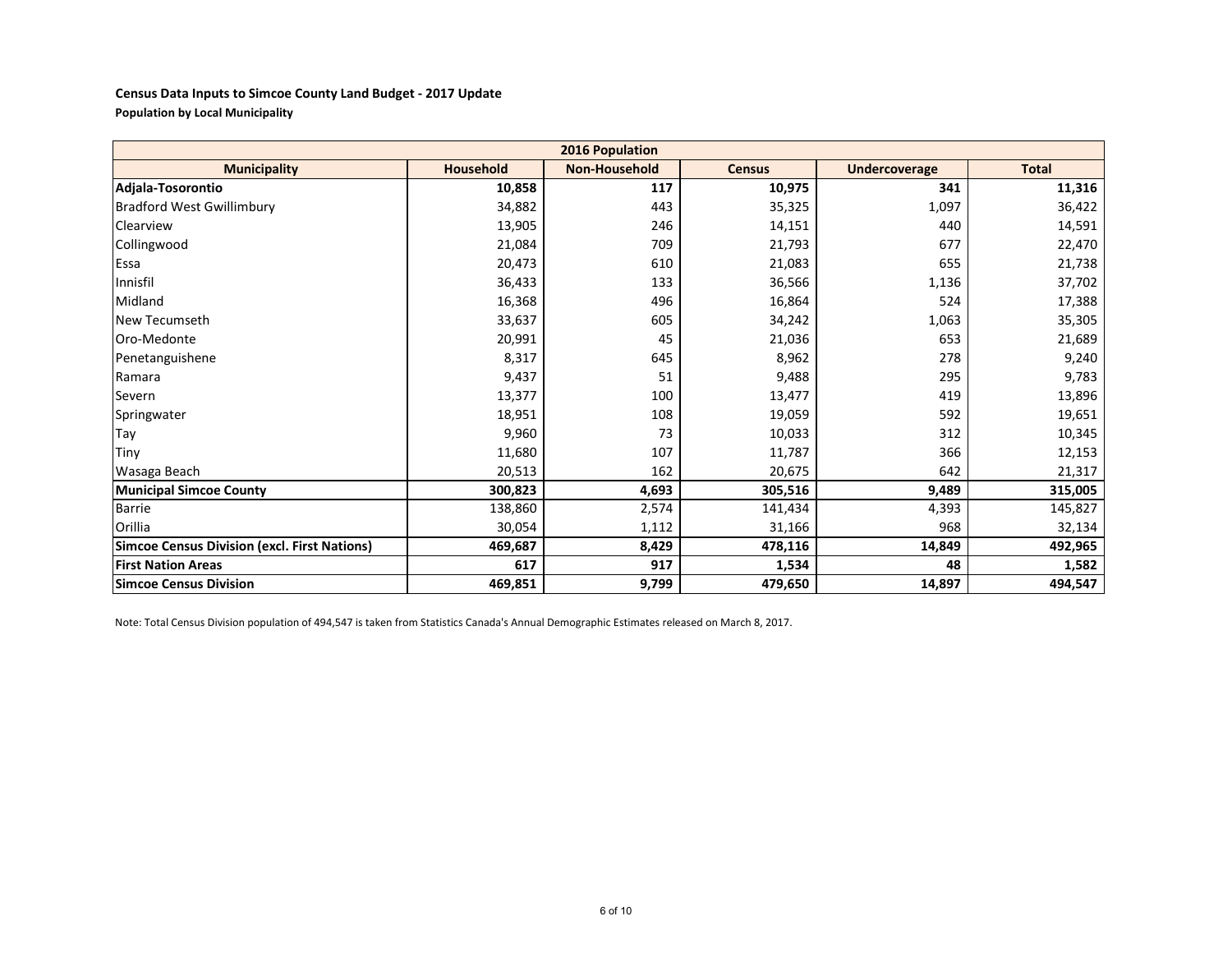**Census Data Inputs to Simcoe County Land Budget - 2017 Update**

**Population by Local Municipality**

| 2016 Population | | | | | |
|---|---|---|---|---|---|
| **Municipality** | **Household** | **Non-Household** | **Census** | **Undercoverage** | **Total** |
| **Adjala-Tosorontio** | **10,858** | **117** | **10,975** | **341** | **11,316** |
| Bradford West Gwillimbury | 34,882 | 443 | 35,325 | 1,097 | 36,422 |
| Clearview | 13,905 | 246 | 14,151 | 440 | 14,591 |
| Collingwood | 21,084 | 709 | 21,793 | 677 | 22,470 |
| Essa | 20,473 | 610 | 21,083 | 655 | 21,738 |
| Innisfil | 36,433 | 133 | 36,566 | 1,136 | 37,702 |
| Midland | 16,368 | 496 | 16,864 | 524 | 17,388 |
| New Tecumseth | 33,637 | 605 | 34,242 | 1,063 | 35,305 |
| Oro-Medonte | 20,991 | 45 | 21,036 | 653 | 21,689 |
| Penetanguishene | 8,317 | 645 | 8,962 | 278 | 9,240 |
| Ramara | 9,437 | 51 | 9,488 | 295 | 9,783 |
| Severn | 13,377 | 100 | 13,477 | 419 | 13,896 |
| Springwater | 18,951 | 108 | 19,059 | 592 | 19,651 |
| Tay | 9,960 | 73 | 10,033 | 312 | 10,345 |
| Tiny | 11,680 | 107 | 11,787 | 366 | 12,153 |
| Wasaga Beach | 20,513 | 162 | 20,675 | 642 | 21,317 |
| **Municipal Simcoe County** | **300,823** | **4,693** | **305,516** | **9,489** | **315,005** |
| Barrie | 138,860 | 2,574 | 141,434 | 4,393 | 145,827 |
| Orillia | 30,054 | 1,112 | 31,166 | 968 | 32,134 |
| **Simcoe Census Division (excl. First Nations)** | **469,687** | **8,429** | **478,116** | **14,849** | **492,965** |
| **First Nation Areas** | **617** | **917** | **1,534** | **48** | **1,582** |
| **Simcoe Census Division** | **469,851** | **9,799** | **479,650** | **14,897** | **494,547** |

Note: Total Census Division population of 494,547 is taken from Statistics Canada's Annual Demographic Estimates released on March 8, 2017.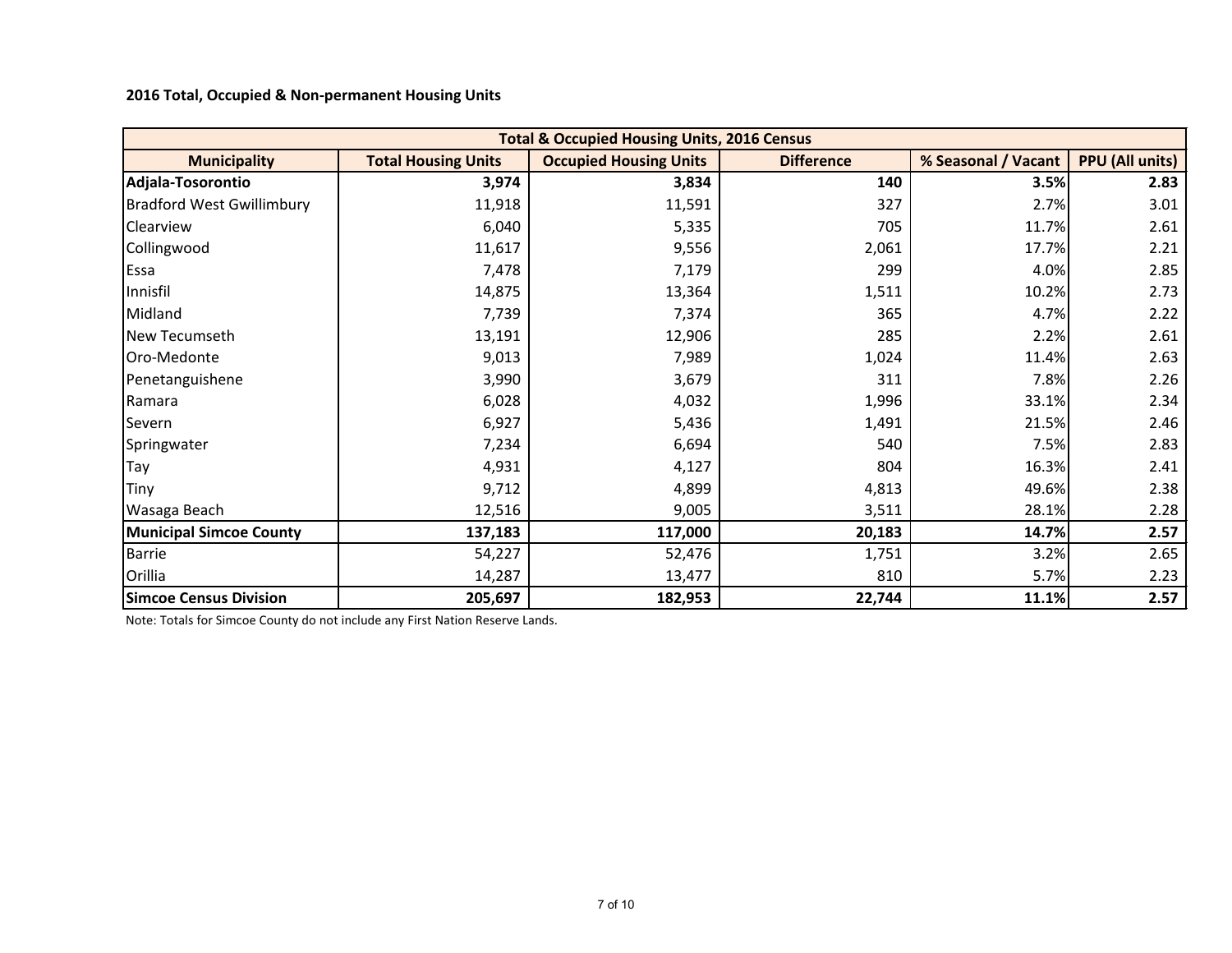**2016 Total, Occupied & Non-permanent Housing Units**

| Total & Occupied Housing Units, 2016 Census | | | | | |
|---|---|---|---|---|---|
| **Municipality** | **Total Housing Units** | **Occupied Housing Units** | **Difference** | **% Seasonal / Vacant** | **PPU (All units)** |
| **Adjala-Tosorontio** | **3,974** | **3,834** | **140** | **3.5%** | **2.83** |
| Bradford West Gwillimbury | 11,918 | 11,591 | 327 | 2.7% | 3.01 |
| Clearview | 6,040 | 5,335 | 705 | 11.7% | 2.61 |
| Collingwood | 11,617 | 9,556 | 2,061 | 17.7% | 2.21 |
| Essa | 7,478 | 7,179 | 299 | 4.0% | 2.85 |
| Innisfil | 14,875 | 13,364 | 1,511 | 10.2% | 2.73 |
| Midland | 7,739 | 7,374 | 365 | 4.7% | 2.22 |
| New Tecumseth | 13,191 | 12,906 | 285 | 2.2% | 2.61 |
| Oro-Medonte | 9,013 | 7,989 | 1,024 | 11.4% | 2.63 |
| Penetanguishene | 3,990 | 3,679 | 311 | 7.8% | 2.26 |
| Ramara | 6,028 | 4,032 | 1,996 | 33.1% | 2.34 |
| Severn | 6,927 | 5,436 | 1,491 | 21.5% | 2.46 |
| Springwater | 7,234 | 6,694 | 540 | 7.5% | 2.83 |
| Tay | 4,931 | 4,127 | 804 | 16.3% | 2.41 |
| Tiny | 9,712 | 4,899 | 4,813 | 49.6% | 2.38 |
| Wasaga Beach | 12,516 | 9,005 | 3,511 | 28.1% | 2.28 |
| **Municipal Simcoe County** | **137,183** | **117,000** | **20,183** | **14.7%** | **2.57** |
| Barrie | 54,227 | 52,476 | 1,751 | 3.2% | 2.65 |
| Orillia | 14,287 | 13,477 | 810 | 5.7% | 2.23 |
| **Simcoe Census Division** | **205,697** | **182,953** | **22,744** | **11.1%** | **2.57** |

Note: Totals for Simcoe County do not include any First Nation Reserve Lands.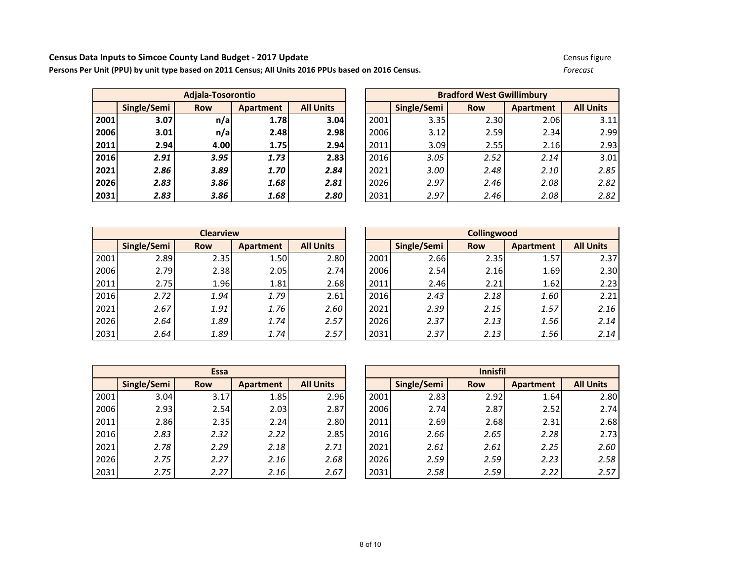**Census Data Inputs to Simcoe County Land Budget - 2017 Update**

**Persons Per Unit (PPU) by unit type based on 2011 Census; All Units 2016 PPUs based on 2016 Census.**

Census figure

*Forecast*

| **Adjala-Tosorontio** | | | | |
|---|---|---|---|---|
| | **Single/Semi** | **Row** | **Apartment** | **All Units** |
| **2001** | **3.07** | **n/a** | **1.78** | **3.04** |
| **2006** | **3.01** | **n/a** | **2.48** | **2.98** |
| **2011** | **2.94** | **4.00** | **1.75** | **2.94** |
| **2016** | ***2.91*** | ***3.95*** | ***1.73*** | **2.83** |
| **2021** | ***2.86*** | ***3.89*** | ***1.70*** | ***2.84*** |
| **2026** | ***2.83*** | ***3.86*** | ***1.68*** | ***2.81*** |
| **2031** | ***2.83*** | ***3.86*** | ***1.68*** | ***2.80*** |

| **Bradford West Gwillimbury** | | | | |
|---|---|---|---|---|
| | **Single/Semi** | **Row** | **Apartment** | **All Units** |
| 2001 | 3.35 | 2.30 | 2.06 | 3.11 |
| 2006 | 3.12 | 2.59 | 2.34 | 2.99 |
| 2011 | 3.09 | 2.55 | 2.16 | 2.93 |
| 2016 | *3.05* | *2.52* | *2.14* | 3.01 |
| 2021 | *3.00* | *2.48* | *2.10* | *2.85* |
| 2026 | *2.97* | *2.46* | *2.08* | *2.82* |
| 2031 | *2.97* | *2.46* | *2.08* | *2.82* |

| **Clearview** | | | | |
|---|---|---|---|---|
| | **Single/Semi** | **Row** | **Apartment** | **All Units** |
| 2001 | 2.89 | 2.35 | 1.50 | 2.80 |
| 2006 | 2.79 | 2.38 | 2.05 | 2.74 |
| 2011 | 2.75 | 1.96 | 1.81 | 2.68 |
| 2016 | *2.72* | *1.94* | *1.79* | 2.61 |
| 2021 | *2.67* | *1.91* | *1.76* | *2.60* |
| 2026 | *2.64* | *1.89* | *1.74* | *2.57* |
| 2031 | *2.64* | *1.89* | *1.74* | *2.57* |

| **Collingwood** | | | | |
|---|---|---|---|---|
| | **Single/Semi** | **Row** | **Apartment** | **All Units** |
| 2001 | 2.66 | 2.35 | 1.57 | 2.37 |
| 2006 | 2.54 | 2.16 | 1.69 | 2.30 |
| 2011 | 2.46 | 2.21 | 1.62 | 2.23 |
| 2016 | *2.43* | *2.18* | *1.60* | 2.21 |
| 2021 | *2.39* | *2.15* | *1.57* | *2.16* |
| 2026 | *2.37* | *2.13* | *1.56* | *2.14* |
| 2031 | *2.37* | *2.13* | *1.56* | *2.14* |

| **Essa** | | | | |
|---|---|---|---|---|
| | **Single/Semi** | **Row** | **Apartment** | **All Units** |
| 2001 | 3.04 | 3.17 | 1.85 | 2.96 |
| 2006 | 2.93 | 2.54 | 2.03 | 2.87 |
| 2011 | 2.86 | 2.35 | 2.24 | 2.80 |
| 2016 | *2.83* | *2.32* | *2.22* | 2.85 |
| 2021 | *2.78* | *2.29* | *2.18* | *2.71* |
| 2026 | *2.75* | *2.27* | *2.16* | *2.68* |
| 2031 | *2.75* | *2.27* | *2.16* | *2.67* |

| **Innisfil** | | | | |
|---|---|---|---|---|
| | **Single/Semi** | **Row** | **Apartment** | **All Units** |
| 2001 | 2.83 | 2.92 | 1.64 | 2.80 |
| 2006 | 2.74 | 2.87 | 2.52 | 2.74 |
| 2011 | 2.69 | 2.68 | 2.31 | 2.68 |
| 2016 | *2.66* | *2.65* | *2.28* | 2.73 |
| 2021 | *2.61* | *2.61* | *2.25* | *2.60* |
| 2026 | *2.59* | *2.59* | *2.23* | *2.58* |
| 2031 | *2.58* | *2.59* | *2.22* | *2.57* |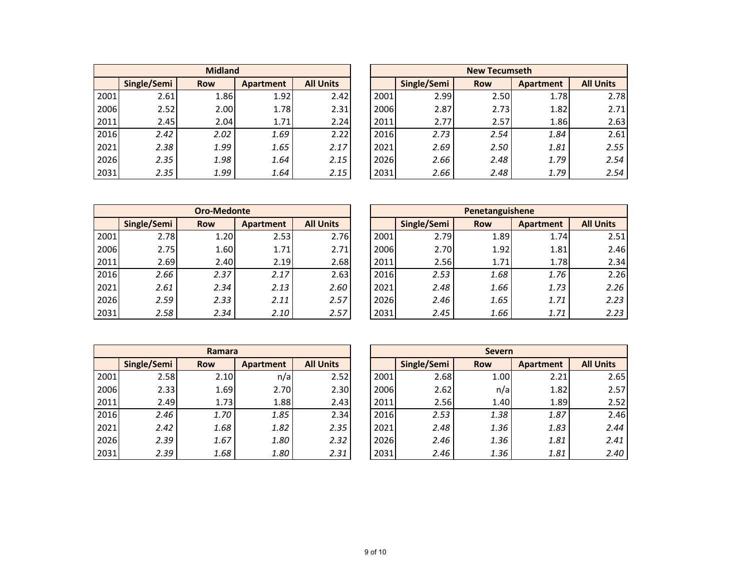| Midland | | | | |
|---|---|---|---|---|
| | Single/Semi | Row | Apartment | All Units |
| 2001 | 2.61 | 1.86 | 1.92 | 2.42 |
| 2006 | 2.52 | 2.00 | 1.78 | 2.31 |
| 2011 | 2.45 | 2.04 | 1.71 | 2.24 |
| 2016 | *2.42* | *2.02* | *1.69* | 2.22 |
| 2021 | *2.38* | *1.99* | *1.65* | *2.17* |
| 2026 | *2.35* | *1.98* | *1.64* | *2.15* |
| 2031 | *2.35* | *1.99* | *1.64* | *2.15* |

| New Tecumseth | | | | |
|---|---|---|---|---|
| | Single/Semi | Row | Apartment | All Units |
| 2001 | 2.99 | 2.50 | 1.78 | 2.78 |
| 2006 | 2.87 | 2.73 | 1.82 | 2.71 |
| 2011 | 2.77 | 2.57 | 1.86 | 2.63 |
| 2016 | *2.73* | *2.54* | *1.84* | 2.61 |
| 2021 | *2.69* | *2.50* | *1.81* | *2.55* |
| 2026 | *2.66* | *2.48* | *1.79* | *2.54* |
| 2031 | *2.66* | *2.48* | *1.79* | *2.54* |

| Oro-Medonte | | | | |
|---|---|---|---|---|
| | Single/Semi | Row | Apartment | All Units |
| 2001 | 2.78 | 1.20 | 2.53 | 2.76 |
| 2006 | 2.75 | 1.60 | 1.71 | 2.71 |
| 2011 | 2.69 | 2.40 | 2.19 | 2.68 |
| 2016 | *2.66* | *2.37* | *2.17* | 2.63 |
| 2021 | *2.61* | *2.34* | *2.13* | *2.60* |
| 2026 | *2.59* | *2.33* | *2.11* | *2.57* |
| 2031 | *2.58* | *2.34* | *2.10* | *2.57* |

| Penetanguishene | | | | |
|---|---|---|---|---|
| | Single/Semi | Row | Apartment | All Units |
| 2001 | 2.79 | 1.89 | 1.74 | 2.51 |
| 2006 | 2.70 | 1.92 | 1.81 | 2.46 |
| 2011 | 2.56 | 1.71 | 1.78 | 2.34 |
| 2016 | *2.53* | *1.68* | *1.76* | 2.26 |
| 2021 | *2.48* | *1.66* | *1.73* | *2.26* |
| 2026 | *2.46* | *1.65* | *1.71* | *2.23* |
| 2031 | *2.45* | *1.66* | *1.71* | *2.23* |

| Ramara | | | | |
|---|---|---|---|---|
| | Single/Semi | Row | Apartment | All Units |
| 2001 | 2.58 | 2.10 | n/a | 2.52 |
| 2006 | 2.33 | 1.69 | 2.70 | 2.30 |
| 2011 | 2.49 | 1.73 | 1.88 | 2.43 |
| 2016 | *2.46* | *1.70* | *1.85* | 2.34 |
| 2021 | *2.42* | *1.68* | *1.82* | *2.35* |
| 2026 | *2.39* | *1.67* | *1.80* | *2.32* |
| 2031 | *2.39* | *1.68* | *1.80* | *2.31* |

| Severn | | | | |
|---|---|---|---|---|
| | Single/Semi | Row | Apartment | All Units |
| 2001 | 2.68 | 1.00 | 2.21 | 2.65 |
| 2006 | 2.62 | n/a | 1.82 | 2.57 |
| 2011 | 2.56 | 1.40 | 1.89 | 2.52 |
| 2016 | *2.53* | *1.38* | *1.87* | 2.46 |
| 2021 | *2.48* | *1.36* | *1.83* | *2.44* |
| 2026 | *2.46* | *1.36* | *1.81* | *2.41* |
| 2031 | *2.46* | *1.36* | *1.81* | *2.40* |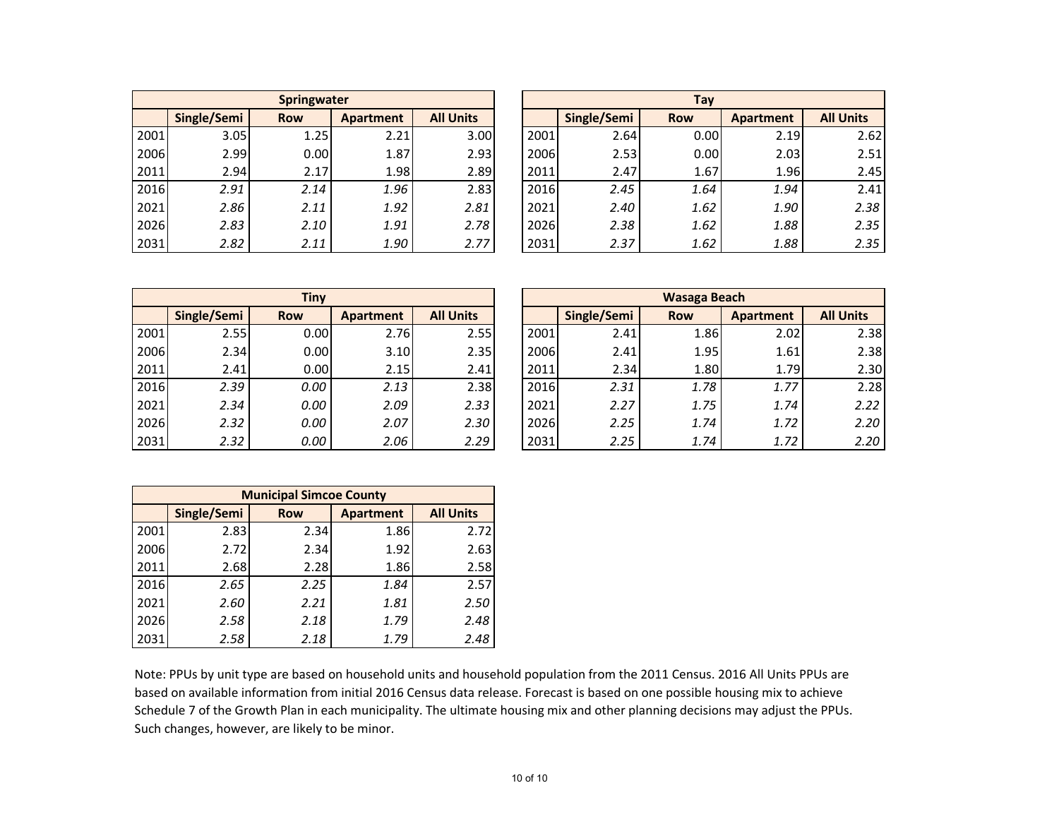| Springwater | | | | |
|---|---|---|---|---|
| | Single/Semi | Row | Apartment | All Units |
| 2001 | 3.05 | 1.25 | 2.21 | 3.00 |
| 2006 | 2.99 | 0.00 | 1.87 | 2.93 |
| 2011 | 2.94 | 2.17 | 1.98 | 2.89 |
| 2016 | *2.91* | *2.14* | *1.96* | 2.83 |
| 2021 | *2.86* | *2.11* | *1.92* | *2.81* |
| 2026 | *2.83* | *2.10* | *1.91* | *2.78* |
| 2031 | *2.82* | *2.11* | *1.90* | *2.77* |

| Tay | | | | |
|---|---|---|---|---|
| | Single/Semi | Row | Apartment | All Units |
| 2001 | 2.64 | 0.00 | 2.19 | 2.62 |
| 2006 | 2.53 | 0.00 | 2.03 | 2.51 |
| 2011 | 2.47 | 1.67 | 1.96 | 2.45 |
| 2016 | *2.45* | *1.64* | *1.94* | 2.41 |
| 2021 | *2.40* | *1.62* | *1.90* | *2.38* |
| 2026 | *2.38* | *1.62* | *1.88* | *2.35* |
| 2031 | *2.37* | *1.62* | *1.88* | *2.35* |

| Tiny | | | | |
|---|---|---|---|---|
| | Single/Semi | Row | Apartment | All Units |
| 2001 | 2.55 | 0.00 | 2.76 | 2.55 |
| 2006 | 2.34 | 0.00 | 3.10 | 2.35 |
| 2011 | 2.41 | 0.00 | 2.15 | 2.41 |
| 2016 | *2.39* | *0.00* | *2.13* | 2.38 |
| 2021 | *2.34* | *0.00* | *2.09* | *2.33* |
| 2026 | *2.32* | *0.00* | *2.07* | *2.30* |
| 2031 | *2.32* | *0.00* | *2.06* | *2.29* |

| Wasaga Beach | | | | |
|---|---|---|---|---|
| | Single/Semi | Row | Apartment | All Units |
| 2001 | 2.41 | 1.86 | 2.02 | 2.38 |
| 2006 | 2.41 | 1.95 | 1.61 | 2.38 |
| 2011 | 2.34 | 1.80 | 1.79 | 2.30 |
| 2016 | *2.31* | *1.78* | *1.77* | 2.28 |
| 2021 | *2.27* | *1.75* | *1.74* | *2.22* |
| 2026 | *2.25* | *1.74* | *1.72* | *2.20* |
| 2031 | *2.25* | *1.74* | *1.72* | *2.20* |

| Municipal Simcoe County | | | | |
|---|---|---|---|---|
| | Single/Semi | Row | Apartment | All Units |
| 2001 | 2.83 | 2.34 | 1.86 | 2.72 |
| 2006 | 2.72 | 2.34 | 1.92 | 2.63 |
| 2011 | 2.68 | 2.28 | 1.86 | 2.58 |
| 2016 | *2.65* | *2.25* | *1.84* | 2.57 |
| 2021 | *2.60* | *2.21* | *1.81* | *2.50* |
| 2026 | *2.58* | *2.18* | *1.79* | *2.48* |
| 2031 | *2.58* | *2.18* | *1.79* | *2.48* |

Note: PPUs by unit type are based on household units and household population from the 2011 Census. 2016 All Units PPUs are based on available information from initial 2016 Census data release. Forecast is based on one possible housing mix to achieve Schedule 7 of the Growth Plan in each municipality. The ultimate housing mix and other planning decisions may adjust the PPUs. Such changes, however, are likely to be minor.